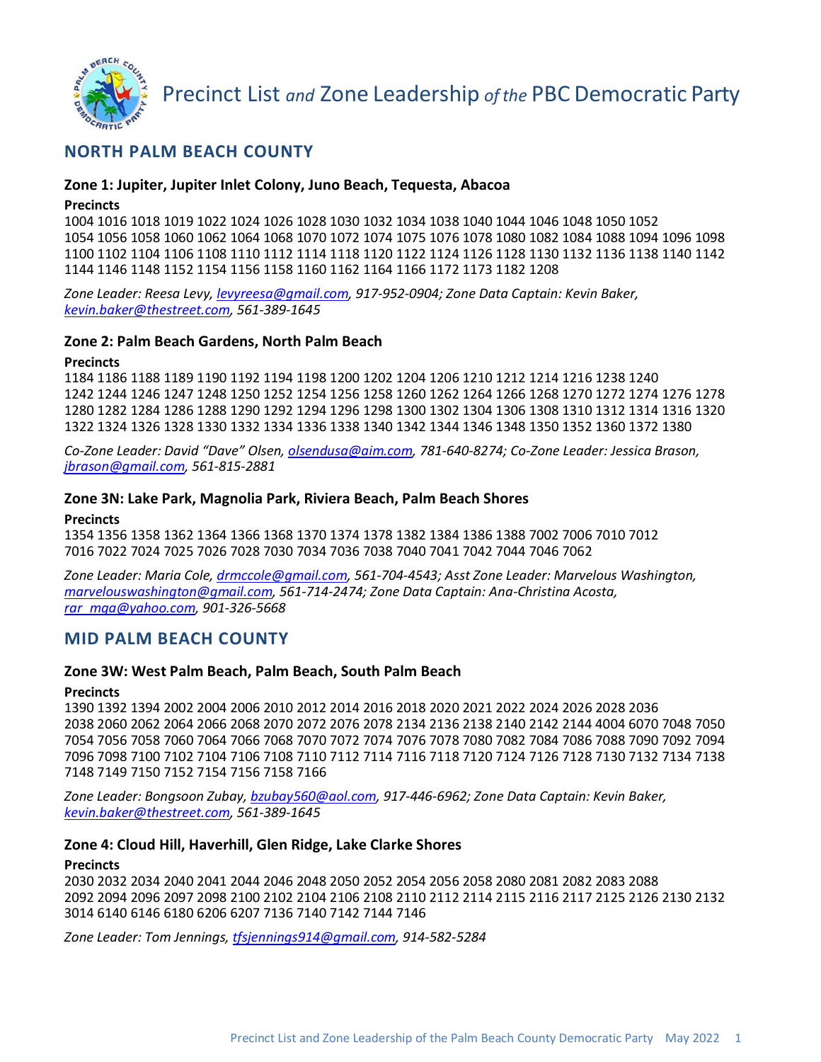# Precinct List *and* Zone Leadership *of the* PBC Democratic Party

## NORTH PALM BEACH COUNTY

### Zone 1: Jupiter, Jupiter Inlet Colony, Juno Beach, Tequesta, Abacoa

**Precincts**

1004 1016 1018 1019 1022 1024 1026 1028 1030 1032 1034 1038 1040 1044 1046 1048 1050 1052 1054 1056 1058 1060 1062 1064 1068 1070 1072 1074 1075 1076 1078 1080 1082 1084 1088 1094 1096 1098 1100 1102 1104 1106 1108 1110 1112 1114 1118 1120 1122 1124 1126 1128 1130 1132 1136 1138 1140 1142 1144 1146 1148 1152 1154 1156 1158 1160 1162 1164 1166 1172 1173 1182 1208

*Zone Leader: Reesa Levy, levyreesa@gmail.com, 917-952-0904; Zone Data Captain: Kevin Baker, kevin.baker@thestreet.com, 561-389-1645*

### Zone 2: Palm Beach Gardens, North Palm Beach

**Precincts**

1184 1186 1188 1189 1190 1192 1194 1198 1200 1202 1204 1206 1210 1212 1214 1216 1238 1240 1242 1244 1246 1247 1248 1250 1252 1254 1256 1258 1260 1262 1264 1266 1268 1270 1272 1274 1276 1278 1280 1282 1284 1286 1288 1290 1292 1294 1296 1298 1300 1302 1304 1306 1308 1310 1312 1314 1316 1320 1322 1324 1326 1328 1330 1332 1334 1336 1338 1340 1342 1344 1346 1348 1350 1352 1360 1372 1380

*Co-Zone Leader: David "Dave" Olsen, olsendusa@aim.com, 781-640-8274; Co-Zone Leader: Jessica Brason, jbrason@gmail.com, 561-815-2881*

### Zone 3N: Lake Park, Magnolia Park, Riviera Beach, Palm Beach Shores

**Precincts**

1354 1356 1358 1362 1364 1366 1368 1370 1374 1378 1382 1384 1386 1388 7002 7006 7010 7012 7016 7022 7024 7025 7026 7028 7030 7034 7036 7038 7040 7041 7042 7044 7046 7062

*Zone Leader: Maria Cole, drmccole@gmail.com, 561-704-4543; Asst Zone Leader: Marvelous Washington, marvelouswashington@gmail.com, 561-714-2474; Zone Data Captain: Ana-Christina Acosta, rar_mga@yahoo.com, 901-326-5668*

## MID PALM BEACH COUNTY

### Zone 3W: West Palm Beach, Palm Beach, South Palm Beach

**Precincts**

1390 1392 1394 2002 2004 2006 2010 2012 2014 2016 2018 2020 2021 2022 2024 2026 2028 2036 2038 2060 2062 2064 2066 2068 2070 2072 2076 2078 2134 2136 2138 2140 2142 2144 4004 6070 7048 7050 7054 7056 7058 7060 7064 7066 7068 7070 7072 7074 7076 7078 7080 7082 7084 7086 7088 7090 7092 7094 7096 7098 7100 7102 7104 7106 7108 7110 7112 7114 7116 7118 7120 7124 7126 7128 7130 7132 7134 7138 7148 7149 7150 7152 7154 7156 7158 7166

*Zone Leader: Bongsoon Zubay, bzubay560@aol.com, 917-446-6962; Zone Data Captain: Kevin Baker, kevin.baker@thestreet.com, 561-389-1645*

### Zone 4: Cloud Hill, Haverhill, Glen Ridge, Lake Clarke Shores

**Precincts**

2030 2032 2034 2040 2041 2044 2046 2048 2050 2052 2054 2056 2058 2080 2081 2082 2083 2088 2092 2094 2096 2097 2098 2100 2102 2104 2106 2108 2110 2112 2114 2115 2116 2117 2125 2126 2130 2132 3014 6140 6146 6180 6206 6207 7136 7140 7142 7144 7146

*Zone Leader: Tom Jennings, tfsjennings914@gmail.com, 914-582-5284*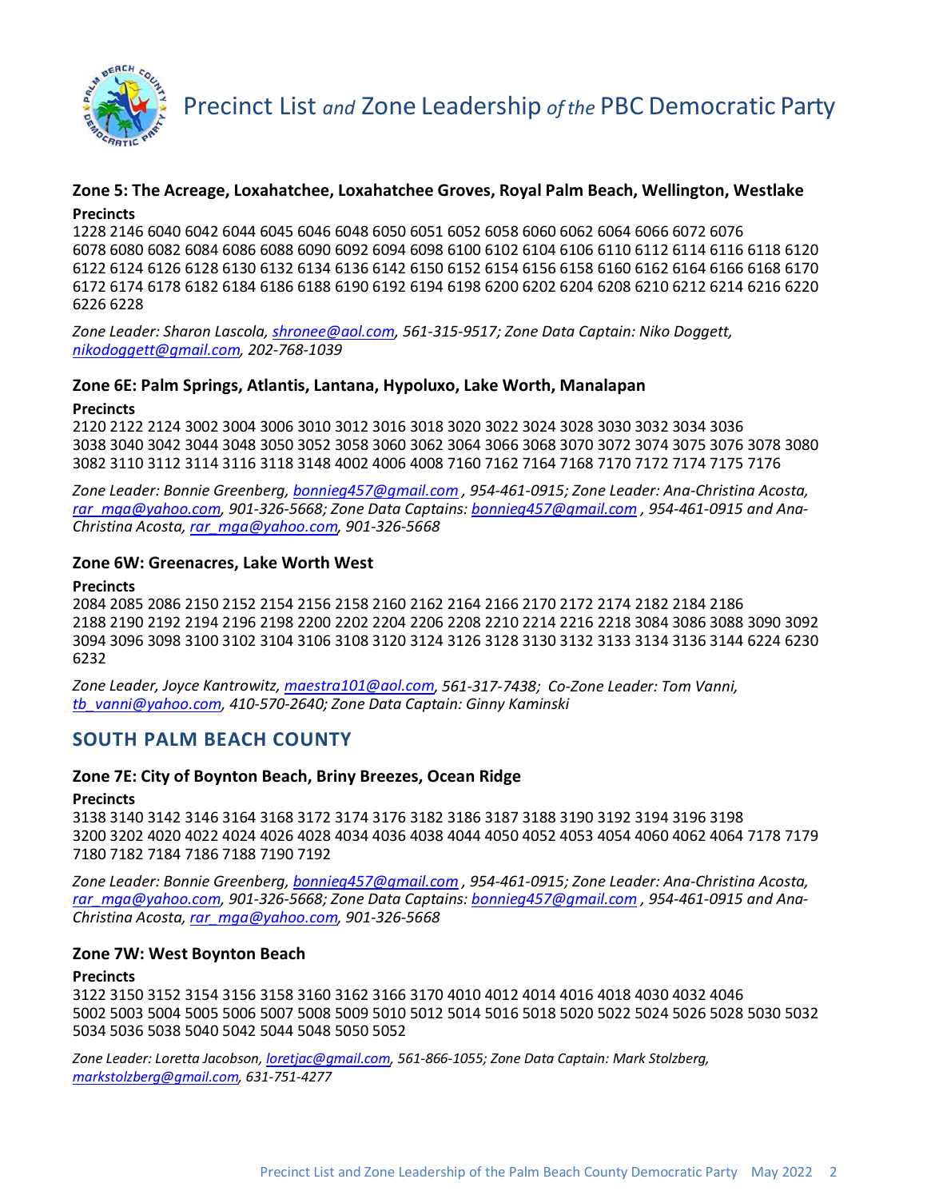## Zone 5: The Acreage, Loxahatchee, Loxahatchee Groves, Royal Palm Beach, Wellington, Westlake

**Precincts**

1228 2146 6040 6042 6044 6045 6046 6048 6050 6051 6052 6058 6060 6062 6064 6066 6072 6076 6078 6080 6082 6084 6086 6088 6090 6092 6094 6098 6100 6102 6104 6106 6110 6112 6114 6116 6118 6120 6122 6124 6126 6128 6130 6132 6134 6136 6142 6150 6152 6154 6156 6158 6160 6162 6164 6166 6168 6170 6172 6174 6178 6182 6184 6186 6188 6190 6192 6194 6198 6200 6202 6204 6208 6210 6212 6214 6216 6220 6226 6228

*Zone Leader: Sharon Lascola, shronee@aol.com, 561-315-9517; Zone Data Captain: Niko Doggett, nikodoggett@gmail.com, 202-768-1039*

## Zone 6E: Palm Springs, Atlantis, Lantana, Hypoluxo, Lake Worth, Manalapan

**Precincts**

2120 2122 2124 3002 3004 3006 3010 3012 3016 3018 3020 3022 3024 3028 3030 3032 3034 3036 3038 3040 3042 3044 3048 3050 3052 3058 3060 3062 3064 3066 3068 3070 3072 3074 3075 3076 3078 3080 3082 3110 3112 3114 3116 3118 3148 4002 4006 4008 7160 7162 7164 7168 7170 7172 7174 7175 7176

*Zone Leader: Bonnie Greenberg, bonnieg457@gmail.com , 954-461-0915; Zone Leader: Ana-Christina Acosta, rar_mga@yahoo.com, 901-326-5668; Zone Data Captains: bonnieg457@gmail.com , 954-461-0915 and Ana-Christina Acosta, rar_mga@yahoo.com, 901-326-5668*

## Zone 6W: Greenacres, Lake Worth West

**Precincts**

2084 2085 2086 2150 2152 2154 2156 2158 2160 2162 2164 2166 2170 2172 2174 2182 2184 2186 2188 2190 2192 2194 2196 2198 2200 2202 2204 2206 2208 2210 2214 2216 2218 3084 3086 3088 3090 3092 3094 3096 3098 3100 3102 3104 3106 3108 3120 3124 3126 3128 3130 3132 3133 3134 3136 3144 6224 6230 6232

*Zone Leader, Joyce Kantrowitz, maestra101@aol.com, 561-317-7438; Co-Zone Leader: Tom Vanni, tb_vanni@yahoo.com, 410-570-2640; Zone Data Captain: Ginny Kaminski*

# SOUTH PALM BEACH COUNTY

## Zone 7E: City of Boynton Beach, Briny Breezes, Ocean Ridge

**Precincts**

3138 3140 3142 3146 3164 3168 3172 3174 3176 3182 3186 3187 3188 3190 3192 3194 3196 3198 3200 3202 4020 4022 4024 4026 4028 4034 4036 4038 4044 4050 4052 4053 4054 4060 4062 4064 7178 7179 7180 7182 7184 7186 7188 7190 7192

*Zone Leader: Bonnie Greenberg, bonnieg457@gmail.com , 954-461-0915; Zone Leader: Ana-Christina Acosta, rar_mga@yahoo.com, 901-326-5668; Zone Data Captains: bonnieg457@gmail.com , 954-461-0915 and Ana-Christina Acosta, rar_mga@yahoo.com, 901-326-5668*

## Zone 7W: West Boynton Beach

**Precincts**

3122 3150 3152 3154 3156 3158 3160 3162 3166 3170 4010 4012 4014 4016 4018 4030 4032 4046 5002 5003 5004 5005 5006 5007 5008 5009 5010 5012 5014 5016 5018 5020 5022 5024 5026 5028 5030 5032 5034 5036 5038 5040 5042 5044 5048 5050 5052

*Zone Leader: Loretta Jacobson, loretjac@gmail.com, 561-866-1055; Zone Data Captain: Mark Stolzberg, markstolzberg@gmail.com, 631-751-4277*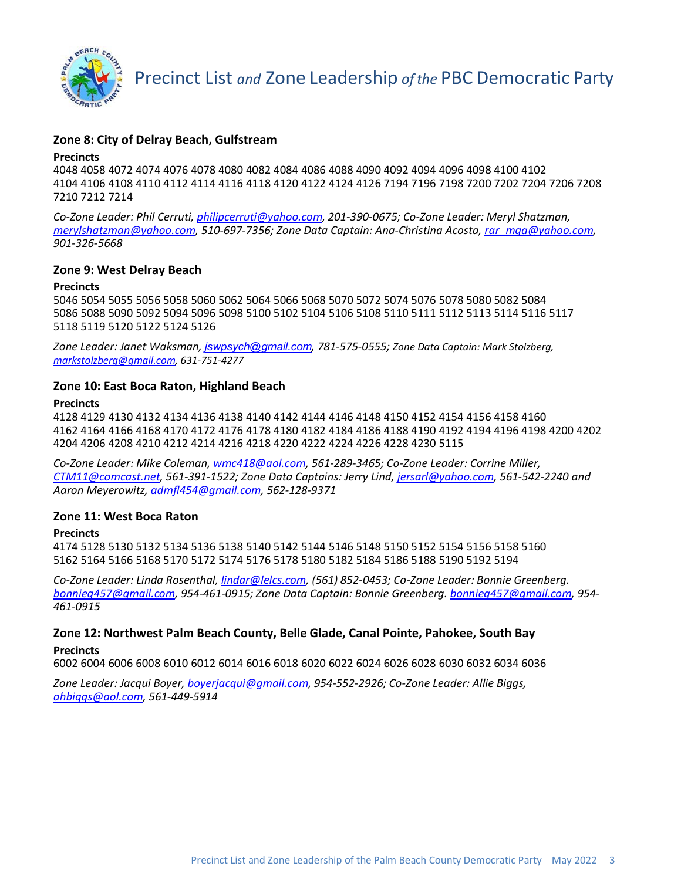# Precinct List *and* Zone Leadership *of the* PBC Democratic Party

### Zone 8: City of Delray Beach, Gulfstream

**Precincts**
4048 4058 4072 4074 4076 4078 4080 4082 4084 4086 4088 4090 4092 4094 4096 4098 4100 4102 4104 4106 4108 4110 4112 4114 4116 4118 4120 4122 4124 4126 7194 7196 7198 7200 7202 7204 7206 7208 7210 7212 7214

*Co-Zone Leader: Phil Cerruti, philipcerruti@yahoo.com, 201-390-0675; Co-Zone Leader: Meryl Shatzman, merylshatzman@yahoo.com, 510-697-7356; Zone Data Captain: Ana-Christina Acosta, rar_mga@yahoo.com, 901-326-5668*

### Zone 9: West Delray Beach

**Precincts**
5046 5054 5055 5056 5058 5060 5062 5064 5066 5068 5070 5072 5074 5076 5078 5080 5082 5084 5086 5088 5090 5092 5094 5096 5098 5100 5102 5104 5106 5108 5110 5111 5112 5113 5114 5116 5117 5118 5119 5120 5122 5124 5126

*Zone Leader: Janet Waksman, jswpsych@gmail.com, 781-575-0555; Zone Data Captain: Mark Stolzberg, markstolzberg@gmail.com, 631-751-4277*

### Zone 10: East Boca Raton, Highland Beach

**Precincts**
4128 4129 4130 4132 4134 4136 4138 4140 4142 4144 4146 4148 4150 4152 4154 4156 4158 4160 4162 4164 4166 4168 4170 4172 4176 4178 4180 4182 4184 4186 4188 4190 4192 4194 4196 4198 4200 4202 4204 4206 4208 4210 4212 4214 4216 4218 4220 4222 4224 4226 4228 4230 5115

*Co-Zone Leader: Mike Coleman, wmc418@aol.com, 561-289-3465; Co-Zone Leader: Corrine Miller, CTM11@comcast.net, 561-391-1522; Zone Data Captains: Jerry Lind, jersarl@yahoo.com, 561-542-2240 and Aaron Meyerowitz, admfl454@gmail.com, 562-128-9371*

### Zone 11: West Boca Raton

**Precincts**
4174 5128 5130 5132 5134 5136 5138 5140 5142 5144 5146 5148 5150 5152 5154 5156 5158 5160 5162 5164 5166 5168 5170 5172 5174 5176 5178 5180 5182 5184 5186 5188 5190 5192 5194

*Co-Zone Leader: Linda Rosenthal, lindar@lelcs.com, (561) 852-0453; Co-Zone Leader: Bonnie Greenberg. bonnieg457@gmail.com, 954-461-0915; Zone Data Captain: Bonnie Greenberg. bonnieg457@gmail.com, 954-461-0915*

### Zone 12: Northwest Palm Beach County, Belle Glade, Canal Pointe, Pahokee, South Bay

**Precincts**
6002 6004 6006 6008 6010 6012 6014 6016 6018 6020 6022 6024 6026 6028 6030 6032 6034 6036

*Zone Leader: Jacqui Boyer, boyerjacqui@gmail.com, 954-552-2926; Co-Zone Leader: Allie Biggs, ahbiggs@aol.com, 561-449-5914*